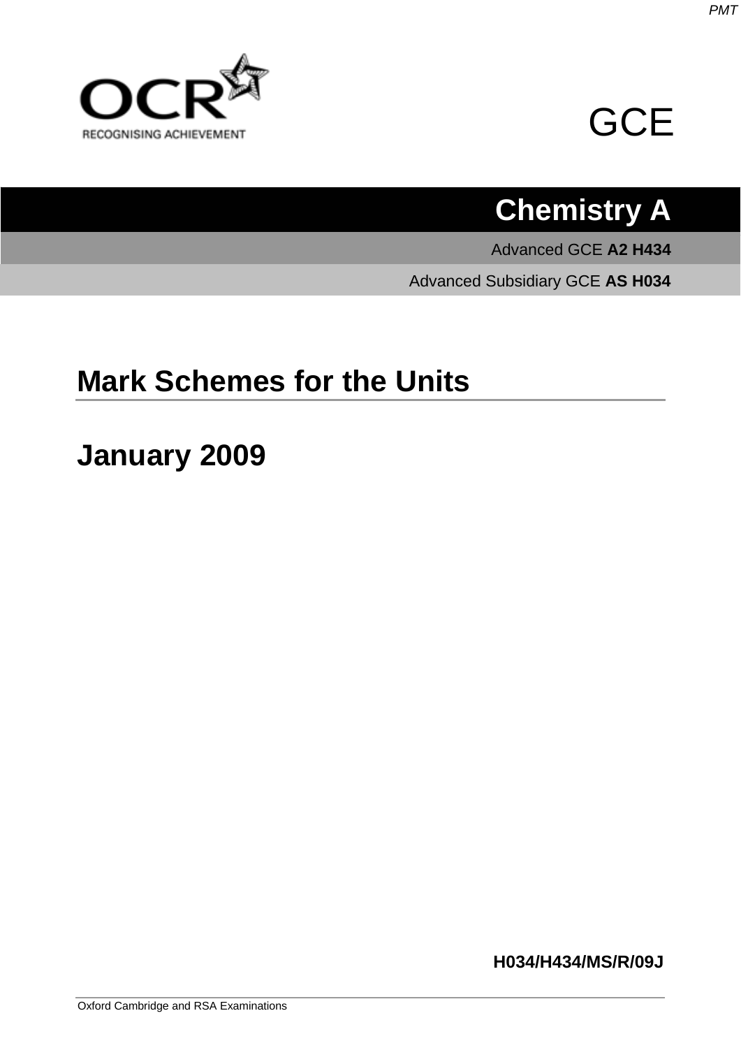OCR

RECOGNISING ACHIEVEMENT

GCE

# Chemistry A

Advanced GCE **A2 H434**

Advanced Subsidiary GCE **AS H034**

## Mark Schemes for the Units

## January 2009

**H034/H434/MS/R/09J**

Oxford Cambridge and RSA Examinations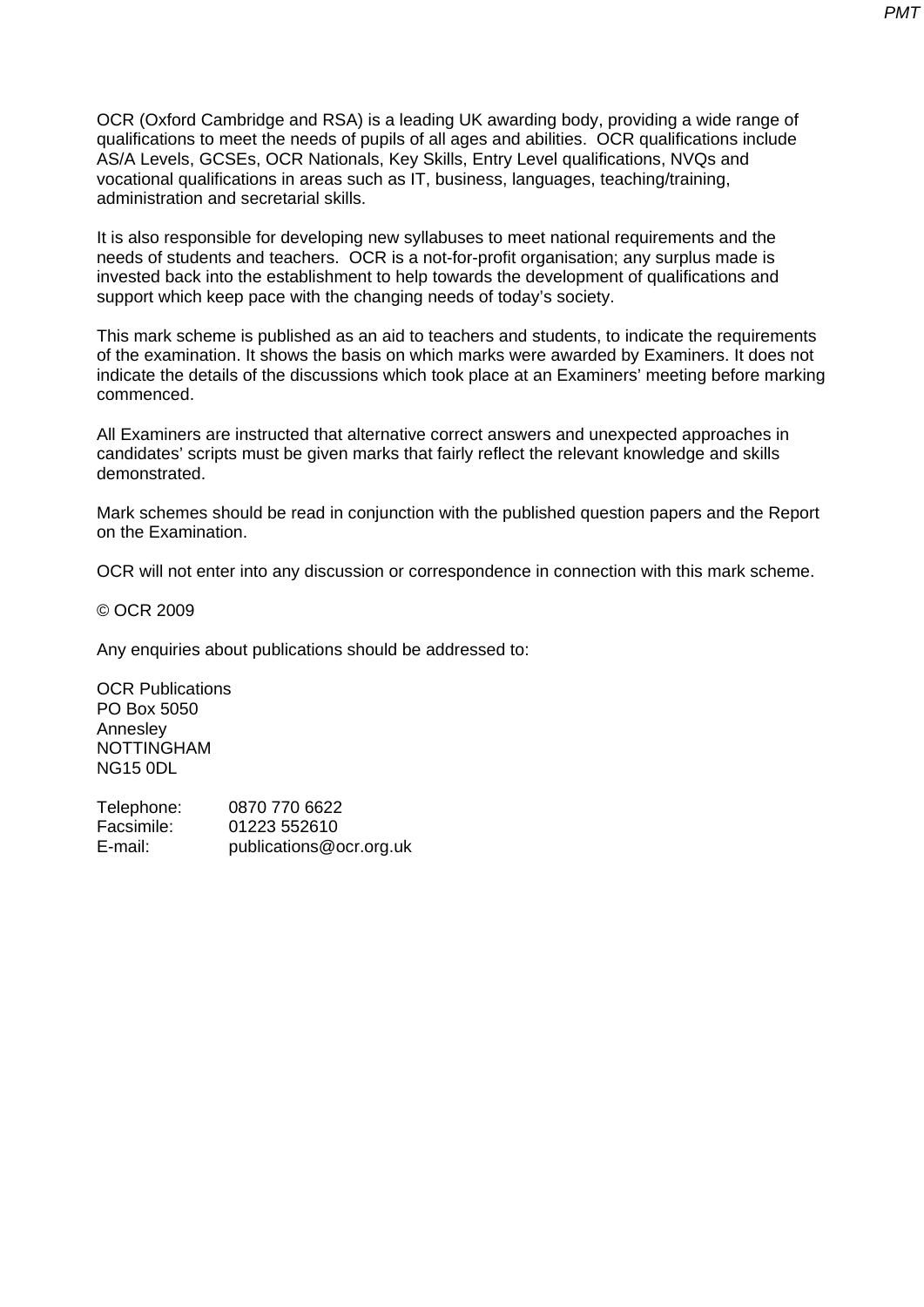OCR (Oxford Cambridge and RSA) is a leading UK awarding body, providing a wide range of qualifications to meet the needs of pupils of all ages and abilities. OCR qualifications include AS/A Levels, GCSEs, OCR Nationals, Key Skills, Entry Level qualifications, NVQs and vocational qualifications in areas such as IT, business, languages, teaching/training, administration and secretarial skills.

It is also responsible for developing new syllabuses to meet national requirements and the needs of students and teachers. OCR is a not-for-profit organisation; any surplus made is invested back into the establishment to help towards the development of qualifications and support which keep pace with the changing needs of today's society.

This mark scheme is published as an aid to teachers and students, to indicate the requirements of the examination. It shows the basis on which marks were awarded by Examiners. It does not indicate the details of the discussions which took place at an Examiners' meeting before marking commenced.

All Examiners are instructed that alternative correct answers and unexpected approaches in candidates' scripts must be given marks that fairly reflect the relevant knowledge and skills demonstrated.

Mark schemes should be read in conjunction with the published question papers and the Report on the Examination.

OCR will not enter into any discussion or correspondence in connection with this mark scheme.

© OCR 2009

Any enquiries about publications should be addressed to:

OCR Publications  
PO Box 5050  
Annesley  
NOTTINGHAM  
NG15 0DL

Telephone: 0870 770 6622  
Facsimile: 01223 552610  
E-mail: publications@ocr.org.uk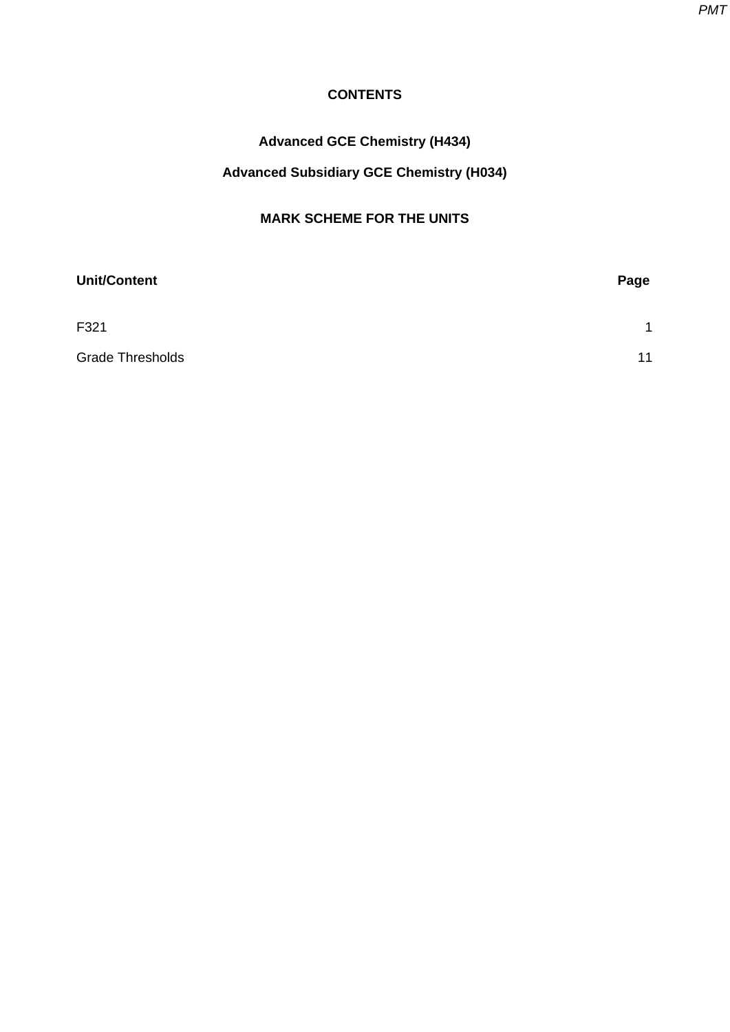# CONTENTS

## Advanced GCE Chemistry (H434)

## Advanced Subsidiary GCE Chemistry (H034)

## MARK SCHEME FOR THE UNITS

| Unit/Content | Page |
| --- | --- |
| F321 | 1 |
| Grade Thresholds | 11 |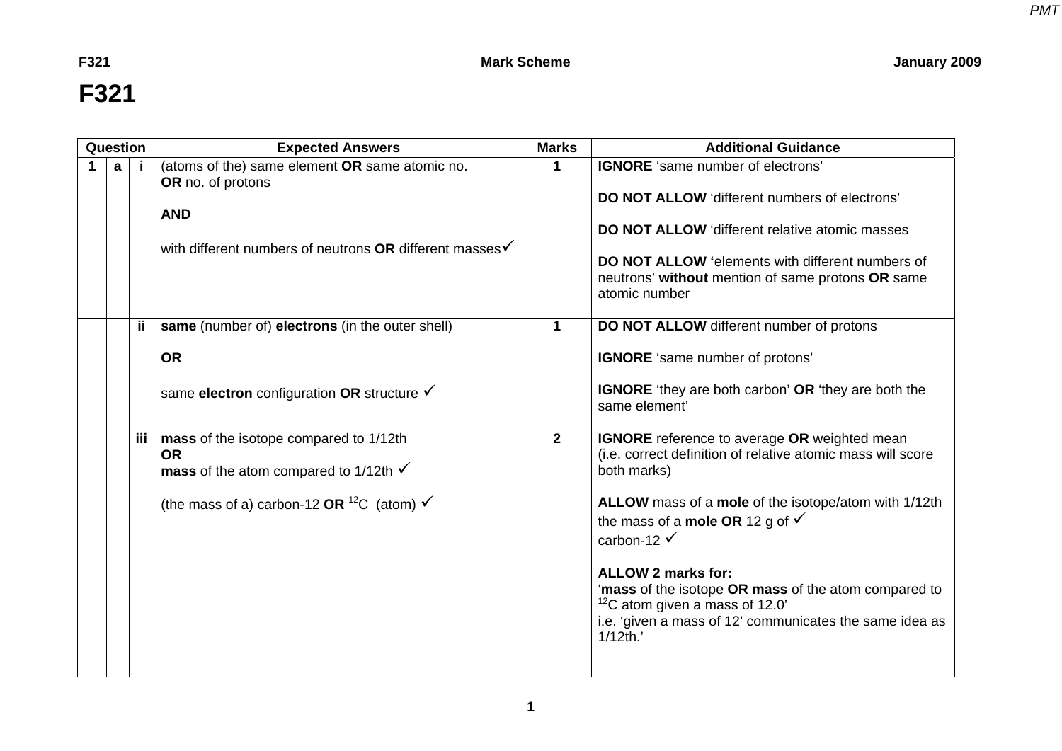# F321

| Question | | | Expected Answers | Marks | Additional Guidance |
|---|---|---|---|---|---|
| 1 | a | i | (atoms of the) same element **OR** same atomic no. **OR** no. of protons<br><br>**AND**<br><br>with different numbers of neutrons **OR** different masses✓ | 1 | **IGNORE** 'same number of electrons'<br><br>**DO NOT ALLOW** 'different numbers of electrons'<br><br>**DO NOT ALLOW** 'different relative atomic masses<br><br>**DO NOT ALLOW** 'elements with different numbers of neutrons' **without** mention of same protons **OR** same atomic number |
| | | ii | **same** (number of) **electrons** (in the outer shell)<br><br>**OR**<br><br>same **electron** configuration **OR** structure ✓ | 1 | **DO NOT ALLOW** different number of protons<br><br>**IGNORE** 'same number of protons'<br><br>**IGNORE** 'they are both carbon' **OR** 'they are both the same element' |
| | | iii | **mass** of the isotope compared to 1/12th<br>**OR**<br>**mass** of the atom compared to 1/12th ✓<br><br>(the mass of a) carbon-12 **OR** $^{12}C$ (atom) ✓ | 2 | **IGNORE** reference to average **OR** weighted mean<br>(i.e. correct definition of relative atomic mass will score both marks)<br><br>**ALLOW** mass of a **mole** of the isotope/atom with 1/12th the mass of a **mole OR** 12 g of ✓<br>carbon-12 ✓<br><br>**ALLOW 2 marks for:**<br>'**mass** of the isotope **OR mass** of the atom compared to $^{12}C$ atom given a mass of 12.0'<br>i.e. 'given a mass of 12' communicates the same idea as 1/12th.' |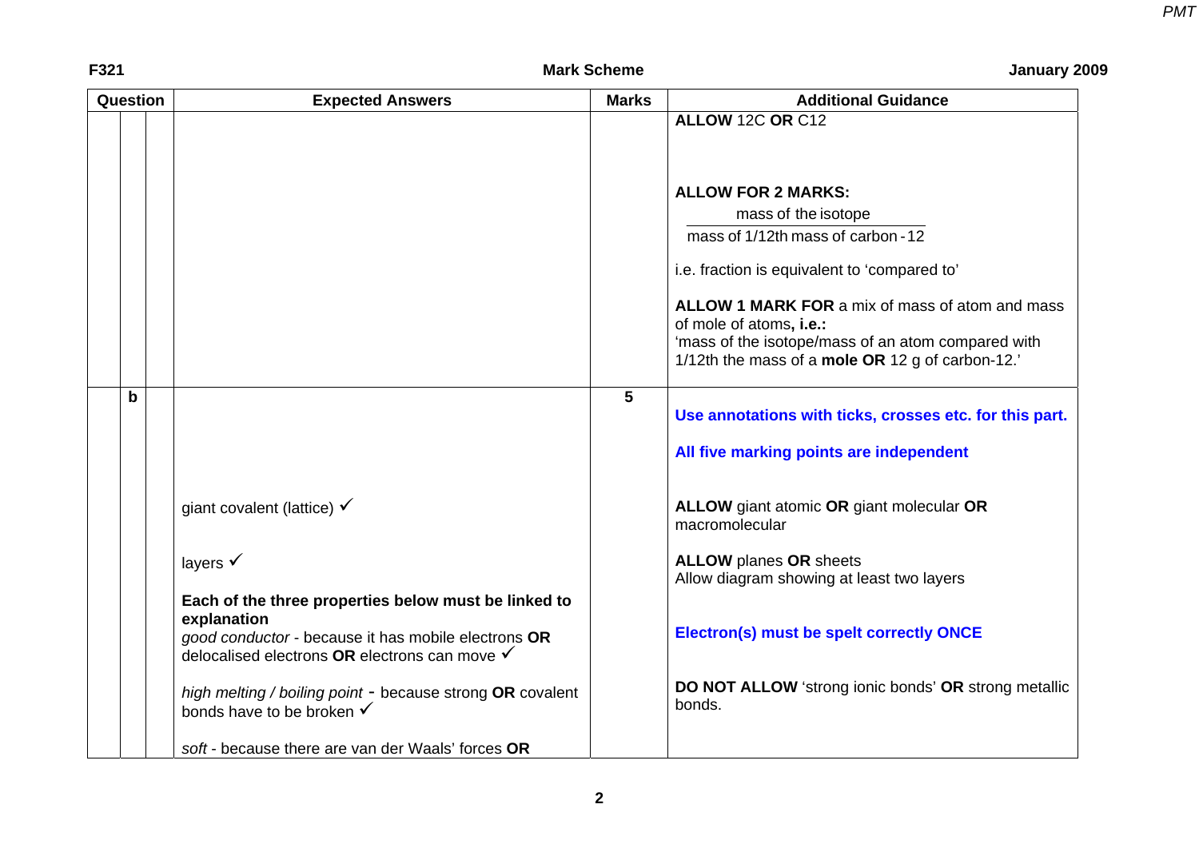| Question | | | Expected Answers | Marks | Additional Guidance |
|---|---|---|---|---|---|
| | | | | | **ALLOW** 12C **OR** C12<br><br>**ALLOW FOR 2 MARKS:**<br>$\dfrac{\text{mass of the isotope}}{\text{mass of 1/12th mass of carbon-12}}$<br><br>i.e. fraction is equivalent to 'compared to'<br><br>**ALLOW 1 MARK FOR** a mix of mass of atom and mass of mole of atoms**, i.e.:**<br>'mass of the isotope/mass of an atom compared with 1/12th the mass of a **mole OR** 12 g of carbon-12.' |
| | **b** | | giant covalent (lattice) ✓<br><br>layers ✓<br><br>**Each of the three properties below must be linked to explanation**<br>*good conductor* - because it has mobile electrons **OR** delocalised electrons **OR** electrons can move ✓<br><br>*high melting / boiling point* - because strong **OR** covalent bonds have to be broken ✓<br><br>*soft* - because there are van der Waals' forces **OR** | 5 | **Use annotations with ticks, crosses etc. for this part.**<br><br>**All five marking points are independent**<br><br>**ALLOW** giant atomic **OR** giant molecular **OR** macromolecular<br><br>**ALLOW** planes **OR** sheets<br>Allow diagram showing at least two layers<br><br>**Electron(s) must be spelt correctly ONCE**<br><br>**DO NOT ALLOW** 'strong ionic bonds' **OR** strong metallic bonds. |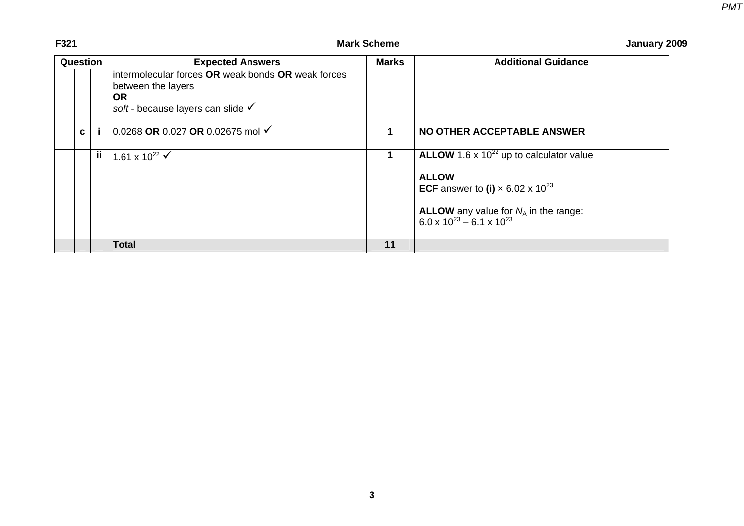| Question | | | Expected Answers | Marks | Additional Guidance |
|---|---|---|---|---|---|
| | | | intermolecular forces **OR** weak bonds **OR** weak forces between the layers<br>**OR**<br>*soft* - because layers can slide ✓ | | |
| | c | i | 0.0268 **OR** 0.027 **OR** 0.02675 mol ✓ | 1 | **NO OTHER ACCEPTABLE ANSWER** |
| | | ii | $1.61 \times 10^{22}$ ✓ | 1 | **ALLOW** $1.6 \times 10^{22}$ up to calculator value<br><br>**ALLOW**<br>**ECF** answer to **(i)** × $6.02 \times 10^{23}$<br><br>**ALLOW** any value for $N_A$ in the range:<br>$6.0 \times 10^{23}$ – $6.1 \times 10^{23}$ |
| | | | **Total** | **11** | |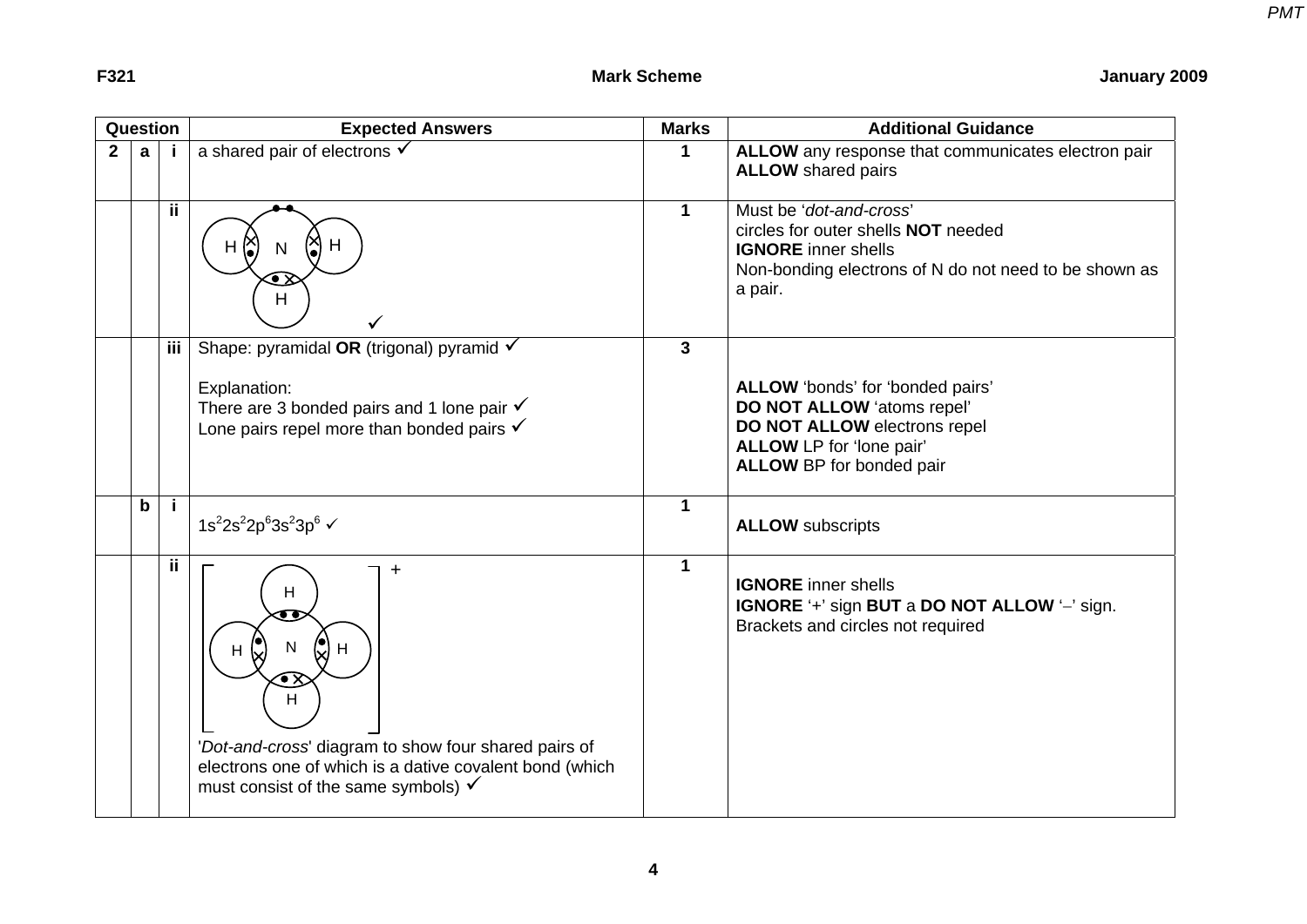| Question | | | Expected Answers | Marks | Additional Guidance |
|---|---|---|---|---|---|
| 2 | a | i | a shared pair of electrons ✓ | 1 | **ALLOW** any response that communicates electron pair<br>**ALLOW** shared pairs |
| | | ii | [dot-and-cross diagram of $NH_3$: N with one lone pair (••) and three shared pairs (•×) with H atoms] ✓ | 1 | Must be '*dot-and-cross*'<br>circles for outer shells **NOT** needed<br>**IGNORE** inner shells<br>Non-bonding electrons of N do not need to be shown as a pair. |
| | | iii | Shape: pyramidal **OR** (trigonal) pyramid ✓<br><br>Explanation:<br>There are 3 bonded pairs and 1 lone pair ✓<br>Lone pairs repel more than bonded pairs ✓ | 3 | **ALLOW** 'bonds' for 'bonded pairs'<br>**DO NOT ALLOW** 'atoms repel'<br>**DO NOT ALLOW** electrons repel<br>**ALLOW** LP for 'lone pair'<br>**ALLOW** BP for bonded pair |
| | b | i | $1s^2 2s^2 2p^6 3s^2 3p^6$ ✓ | 1 | **ALLOW** subscripts |
| | | ii | [dot-and-cross diagram of $[NH_4]^+$ in square brackets with + charge: N with four shared pairs to H atoms, one of which is a dative covalent bond (••)]<br><br>'*Dot-and-cross*' diagram to show four shared pairs of electrons one of which is a dative covalent bond (which must consist of the same symbols) ✓ | 1 | **IGNORE** inner shells<br>**IGNORE** '+' sign **BUT** a **DO NOT ALLOW** '–' sign.<br>Brackets and circles not required |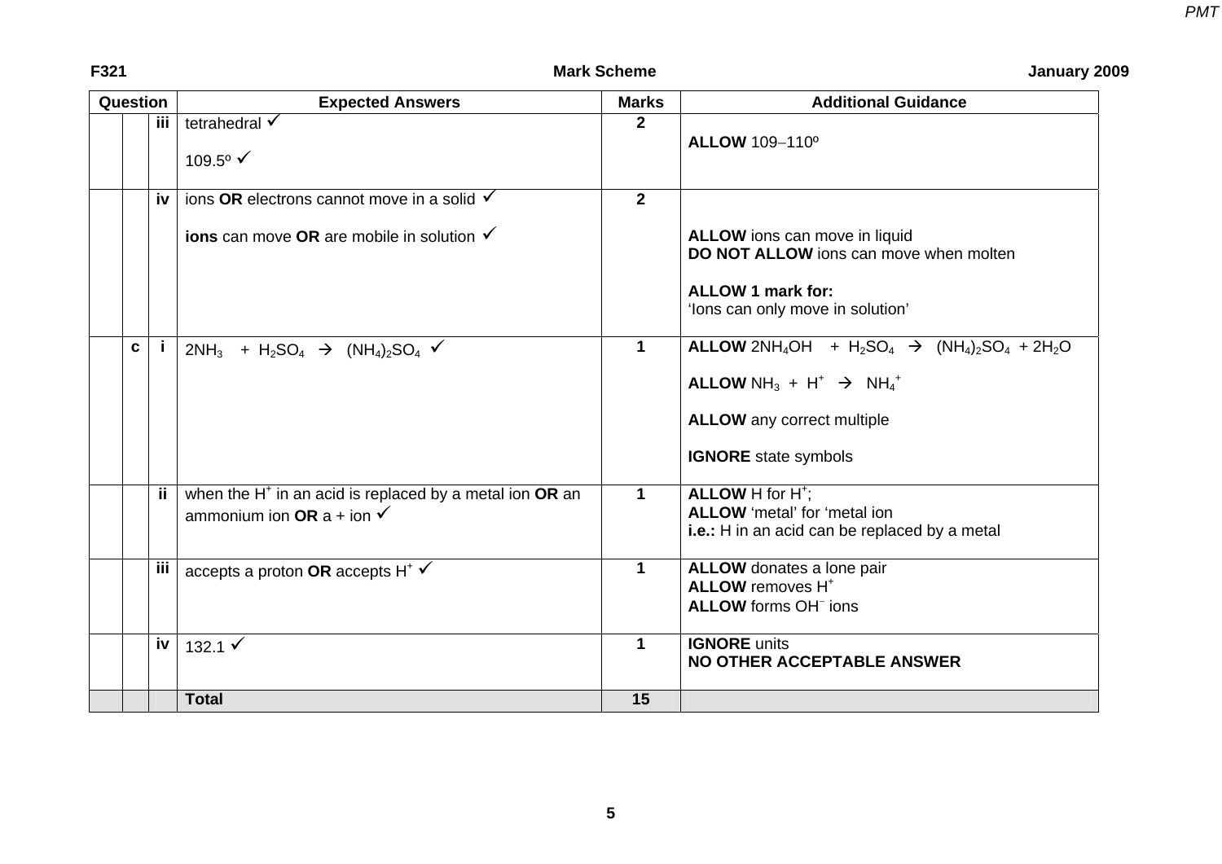| Question | | | Expected Answers | Marks | Additional Guidance |
|---|---|---|---|---|---|
| | | iii | tetrahedral ✓<br><br>109.5º ✓ | 2 | **ALLOW** 109–110º |
| | | iv | ions **OR** electrons cannot move in a solid ✓<br><br>**ions** can move **OR** are mobile in solution ✓ | 2 | **ALLOW** ions can move in liquid<br>**DO NOT ALLOW** ions can move when molten<br><br>**ALLOW 1 mark for:**<br>'Ions can only move in solution' |
| | c | i | $2NH_3 + H_2SO_4 \rightarrow (NH_4)_2SO_4$ ✓ | 1 | **ALLOW** $2NH_4OH + H_2SO_4 \rightarrow (NH_4)_2SO_4 + 2H_2O$<br><br>**ALLOW** $NH_3 + H^+ \rightarrow NH_4^+$<br><br>**ALLOW** any correct multiple<br><br>**IGNORE** state symbols |
| | | ii | when the $H^+$ in an acid is replaced by a metal ion **OR** an ammonium ion **OR** a + ion ✓ | 1 | **ALLOW** H for $H^+$;<br>**ALLOW** 'metal' for 'metal ion<br>**i.e.:** H in an acid can be replaced by a metal |
| | | iii | accepts a proton **OR** accepts $H^+$ ✓ | 1 | **ALLOW** donates a lone pair<br>**ALLOW** removes $H^+$<br>**ALLOW** forms $OH^-$ ions |
| | | iv | 132.1 ✓ | 1 | **IGNORE** units<br>**NO OTHER ACCEPTABLE ANSWER** |
| | | | **Total** | **15** | |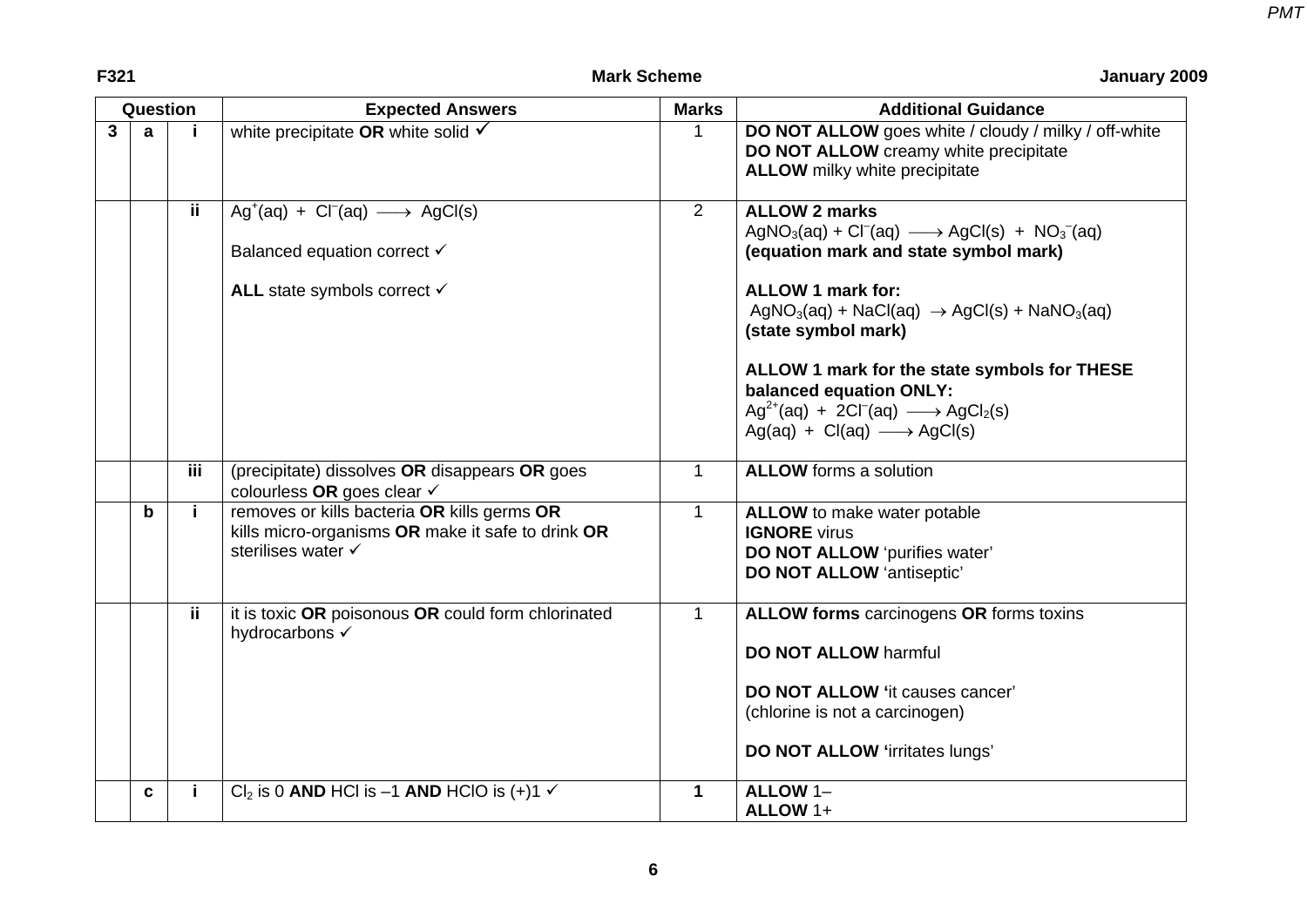| Question | | | Expected Answers | Marks | Additional Guidance |
|---|---|---|---|---|---|
| 3 | a | i | white precipitate **OR** white solid ✓ | 1 | **DO NOT ALLOW** goes white / cloudy / milky / off-white<br>**DO NOT ALLOW** creamy white precipitate<br>**ALLOW** milky white precipitate |
| | | ii | $Ag^{+}(aq) + Cl^{-}(aq) \longrightarrow AgCl(s)$<br><br>Balanced equation correct ✓<br><br>**ALL** state symbols correct ✓ | 2 | **ALLOW 2 marks**<br>$AgNO_3(aq) + Cl^{-}(aq) \longrightarrow AgCl(s) + NO_3^{-}(aq)$<br>**(equation mark and state symbol mark)**<br><br>**ALLOW 1 mark for:**<br>$AgNO_3(aq) + NaCl(aq) \rightarrow AgCl(s) + NaNO_3(aq)$<br>**(state symbol mark)**<br><br>**ALLOW 1 mark for the state symbols for THESE balanced equation ONLY:**<br>$Ag^{2+}(aq) + 2Cl^{-}(aq) \longrightarrow AgCl_2(s)$<br>$Ag(aq) + Cl(aq) \longrightarrow AgCl(s)$ |
| | | iii | (precipitate) dissolves **OR** disappears **OR** goes colourless **OR** goes clear ✓ | 1 | **ALLOW** forms a solution |
| | b | i | removes or kills bacteria **OR** kills germs **OR** kills micro-organisms **OR** make it safe to drink **OR** sterilises water ✓ | 1 | **ALLOW** to make water potable<br>**IGNORE** virus<br>**DO NOT ALLOW** 'purifies water'<br>**DO NOT ALLOW** 'antiseptic' |
| | | ii | it is toxic **OR** poisonous **OR** could form chlorinated hydrocarbons ✓ | 1 | **ALLOW forms** carcinogens **OR** forms toxins<br><br>**DO NOT ALLOW** harmful<br><br>**DO NOT ALLOW '**it causes cancer'<br>(chlorine is not a carcinogen)<br><br>**DO NOT ALLOW '**irritates lungs' |
| | c | i | $Cl_2$ is 0 **AND** HCl is –1 **AND** HClO is (+)1 ✓ | **1** | **ALLOW** 1–<br>**ALLOW** 1+ |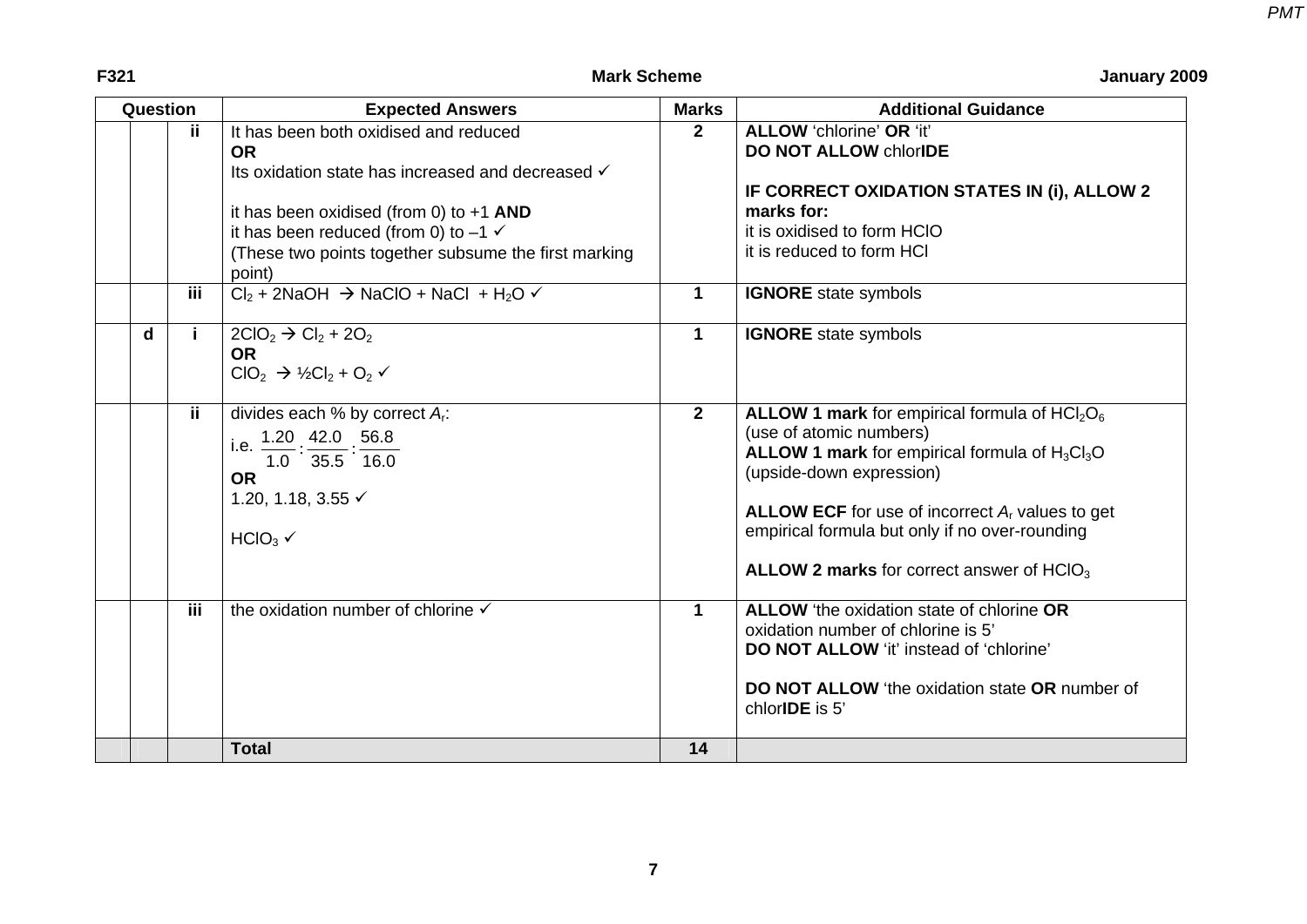| Question | | | Expected Answers | Marks | Additional Guidance |
|---|---|---|---|---|---|
| | | ii | It has been both oxidised and reduced<br>**OR**<br>Its oxidation state has increased and decreased ✓<br><br>it has been oxidised (from 0) to +1 **AND**<br>it has been reduced (from 0) to –1 ✓<br>(These two points together subsume the first marking point) | 2 | **ALLOW** 'chlorine' **OR** 'it'<br>**DO NOT ALLOW** chlor**IDE**<br><br>**IF CORRECT OXIDATION STATES IN (i), ALLOW 2 marks for:**<br>it is oxidised to form HClO<br>it is reduced to form HCl |
| | | iii | $Cl_2 + 2NaOH \rightarrow NaClO + NaCl + H_2O$ ✓ | 1 | **IGNORE** state symbols |
| | d | i | $2ClO_2 \rightarrow Cl_2 + 2O_2$<br>**OR**<br>$ClO_2 \rightarrow ½Cl_2 + O_2$ ✓ | 1 | **IGNORE** state symbols |
| | | ii | divides each % by correct $A_r$:<br>i.e. $\frac{1.20}{1.0} : \frac{42.0}{35.5} : \frac{56.8}{16.0}$<br>**OR**<br>1.20, 1.18, 3.55 ✓<br><br>$HClO_3$ ✓ | 2 | **ALLOW 1 mark** for empirical formula of $HCl_2O_6$ (use of atomic numbers)<br>**ALLOW 1 mark** for empirical formula of $H_3Cl_3O$ (upside-down expression)<br><br>**ALLOW ECF** for use of incorrect $A_r$ values to get empirical formula but only if no over-rounding<br><br>**ALLOW 2 marks** for correct answer of $HClO_3$ |
| | | iii | the oxidation number of chlorine ✓ | 1 | **ALLOW** 'the oxidation state of chlorine **OR** oxidation number of chlorine is 5'<br>**DO NOT ALLOW** 'it' instead of 'chlorine'<br><br>**DO NOT ALLOW** 'the oxidation state **OR** number of chlor**IDE** is 5' |
| | | | **Total** | **14** | |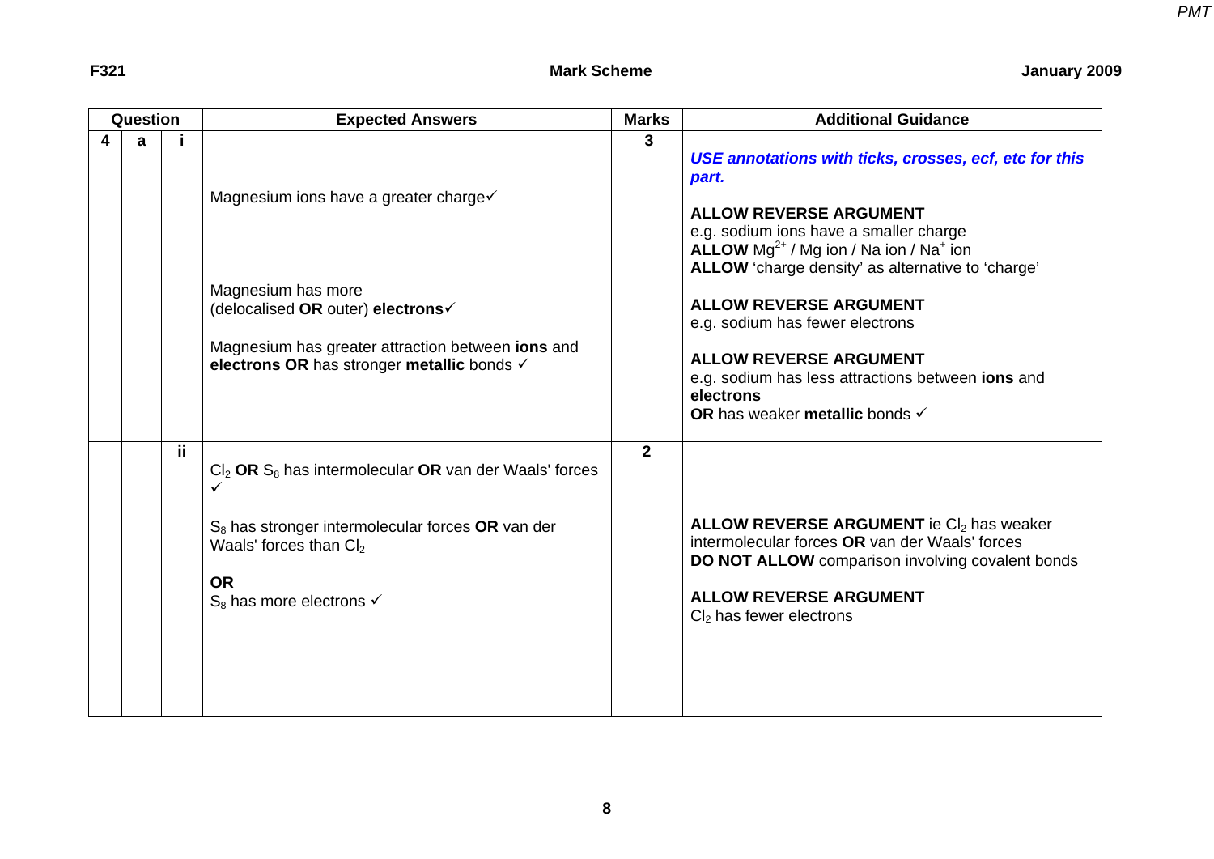| Question | | | Expected Answers | Marks | Additional Guidance |
|---|---|---|---|---|---|
| 4 | a | i | Magnesium ions have a greater charge ✓<br><br>Magnesium has more (delocalised **OR** outer) **electrons** ✓<br><br>Magnesium has greater attraction between **ions** and **electrons OR** has stronger **metallic** bonds ✓ | 3 | ***USE annotations with ticks, crosses, ecf, etc for this part.***<br><br>**ALLOW REVERSE ARGUMENT**<br>e.g. sodium ions have a smaller charge<br>**ALLOW** $Mg^{2+}$ / Mg ion / Na ion / $Na^{+}$ ion<br>**ALLOW** 'charge density' as alternative to 'charge'<br><br>**ALLOW REVERSE ARGUMENT**<br>e.g. sodium has fewer electrons<br><br>**ALLOW REVERSE ARGUMENT**<br>e.g. sodium has less attractions between **ions** and **electrons**<br>**OR** has weaker **metallic** bonds ✓ |
| | | ii | $Cl_2$ **OR** $S_8$ has intermolecular **OR** van der Waals' forces ✓<br><br>$S_8$ has stronger intermolecular forces **OR** van der Waals' forces than $Cl_2$<br><br>**OR**<br>$S_8$ has more electrons ✓ | 2 | **ALLOW REVERSE ARGUMENT** ie $Cl_2$ has weaker intermolecular forces **OR** van der Waals' forces<br>**DO NOT ALLOW** comparison involving covalent bonds<br><br>**ALLOW REVERSE ARGUMENT**<br>$Cl_2$ has fewer electrons |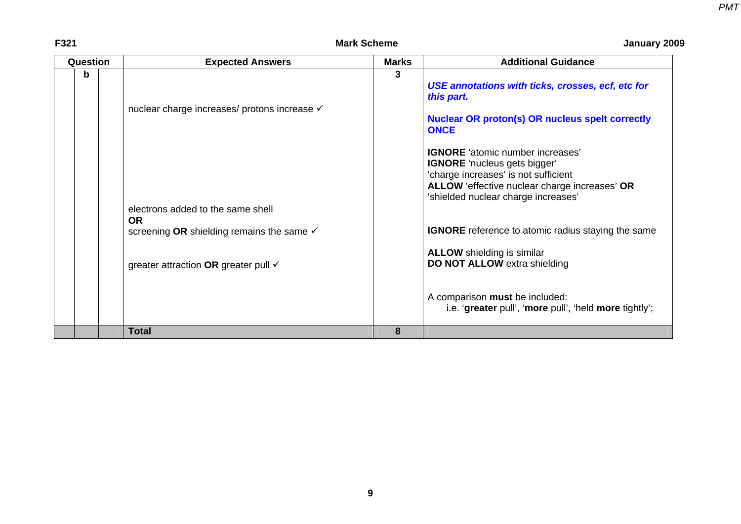| Question | | | Expected Answers | Marks | Additional Guidance |
|---|---|---|---|---|---|
| | b | | nuclear charge increases/ protons increase ✓<br><br>electrons added to the same shell **OR** screening **OR** shielding remains the same ✓<br><br>greater attraction **OR** greater pull ✓ | 3 | ***USE annotations with ticks, crosses, ecf, etc for this part.***<br><br>**Nuclear OR proton(s) OR nucleus spelt correctly ONCE**<br><br>**IGNORE** 'atomic number increases'<br>**IGNORE** 'nucleus gets bigger'<br>'charge increases' is not sufficient<br>**ALLOW** 'effective nuclear charge increases' **OR** 'shielded nuclear charge increases'<br><br>**IGNORE** reference to atomic radius staying the same<br><br>**ALLOW** shielding is similar<br>**DO NOT ALLOW** extra shielding<br><br>A comparison **must** be included:<br>i.e. '**greater** pull', '**more** pull', 'held **more** tightly'; |
| | | | **Total** | **8** | |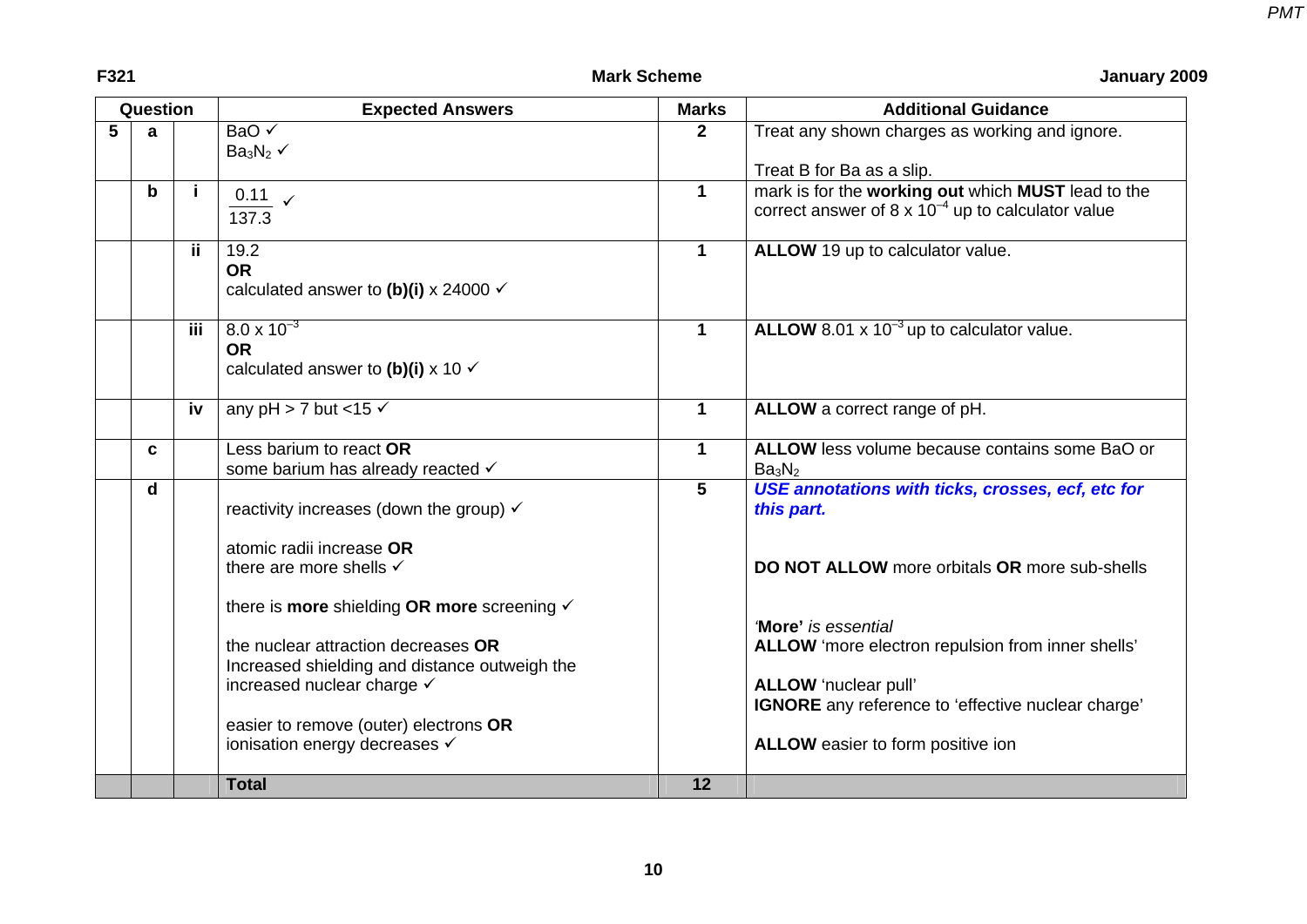| Question | | | Expected Answers | Marks | Additional Guidance |
|---|---|---|---|---|---|
| 5 | a | | $BaO$ ✓<br>$Ba_3N_2$ ✓ | 2 | Treat any shown charges as working and ignore.<br><br>Treat B for Ba as a slip. |
| | b | i | $\frac{0.11}{137.3}$ ✓ | 1 | mark is for the **working out** which **MUST** lead to the correct answer of $8 \times 10^{-4}$ up to calculator value |
| | | ii | 19.2<br>**OR**<br>calculated answer to **(b)(i)** x 24000 ✓ | 1 | **ALLOW** 19 up to calculator value. |
| | | iii | $8.0 \times 10^{-3}$<br>**OR**<br>calculated answer to **(b)(i)** x 10 ✓ | 1 | **ALLOW** $8.01 \times 10^{-3}$ up to calculator value. |
| | | iv | any pH > 7 but <15 ✓ | 1 | **ALLOW** a correct range of pH. |
| | c | | Less barium to react **OR**<br>some barium has already reacted ✓ | 1 | **ALLOW** less volume because contains some BaO or $Ba_3N_2$ |
| | d | | reactivity increases (down the group) ✓<br><br>atomic radii increase **OR**<br>there are more shells ✓<br><br>there is **more** shielding **OR more** screening ✓<br><br>the nuclear attraction decreases **OR**<br>Increased shielding and distance outweigh the increased nuclear charge ✓<br><br>easier to remove (outer) electrons **OR**<br>ionisation energy decreases ✓ | 5 | ***USE annotations with ticks, crosses, ecf, etc for this part.***<br><br>**DO NOT ALLOW** more orbitals **OR** more sub-shells<br><br>*'**More'** is essential*<br>**ALLOW** 'more electron repulsion from inner shells'<br><br>**ALLOW** 'nuclear pull'<br>**IGNORE** any reference to 'effective nuclear charge'<br><br>**ALLOW** easier to form positive ion |
| | | | **Total** | **12** | |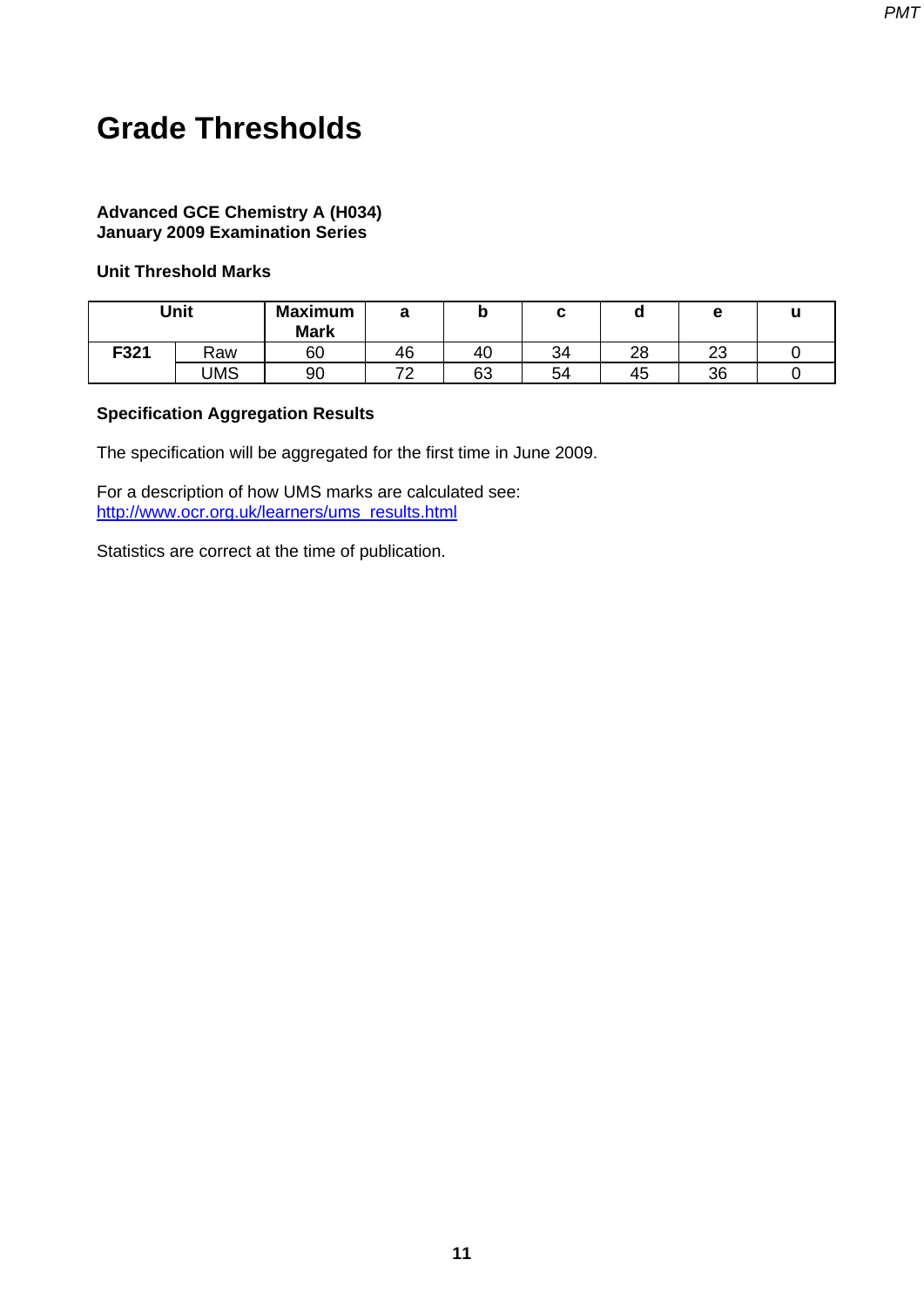# Grade Thresholds

**Advanced GCE Chemistry A (H034)**
**January 2009 Examination Series**

**Unit Threshold Marks**

| Unit | | Maximum Mark | a | b | c | d | e | u |
|---|---|---|---|---|---|---|---|---|
| **F321** | Raw | 60 | 46 | 40 | 34 | 28 | 23 | 0 |
| | UMS | 90 | 72 | 63 | 54 | 45 | 36 | 0 |

**Specification Aggregation Results**

The specification will be aggregated for the first time in June 2009.

For a description of how UMS marks are calculated see:
http://www.ocr.org.uk/learners/ums_results.html

Statistics are correct at the time of publication.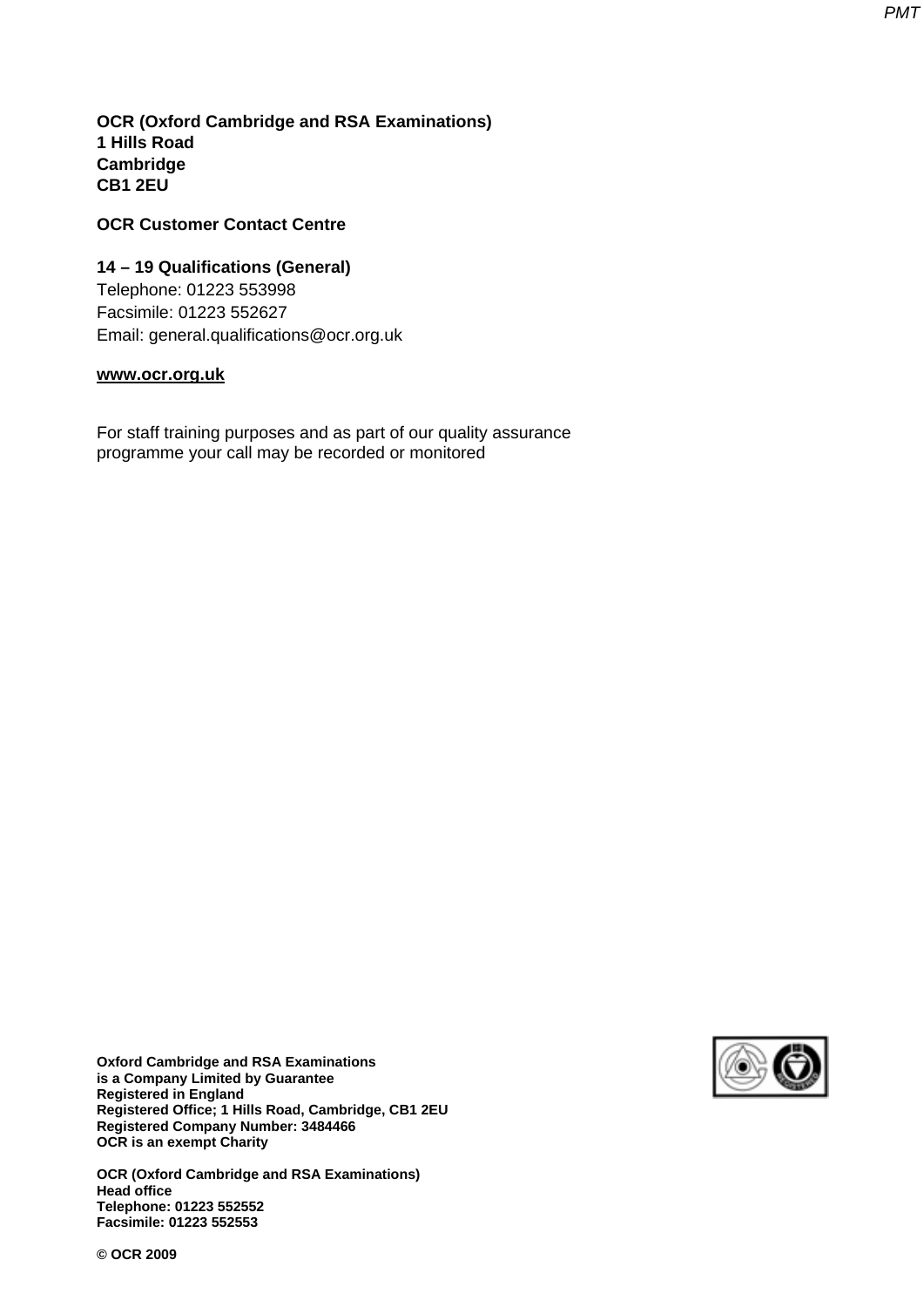**OCR (Oxford Cambridge and RSA Examinations)**
**1 Hills Road**
**Cambridge**
**CB1 2EU**

**OCR Customer Contact Centre**

**14 – 19 Qualifications (General)**
Telephone: 01223 553998
Facsimile: 01223 552627
Email: general.qualifications@ocr.org.uk

**www.ocr.org.uk**

For staff training purposes and as part of our quality assurance programme your call may be recorded or monitored

**Oxford Cambridge and RSA Examinations**
**is a Company Limited by Guarantee**
**Registered in England**
**Registered Office; 1 Hills Road, Cambridge, CB1 2EU**
**Registered Company Number: 3484466**
**OCR is an exempt Charity**

**OCR (Oxford Cambridge and RSA Examinations)**
**Head office**
**Telephone: 01223 552552**
**Facsimile: 01223 552553**

**© OCR 2009**